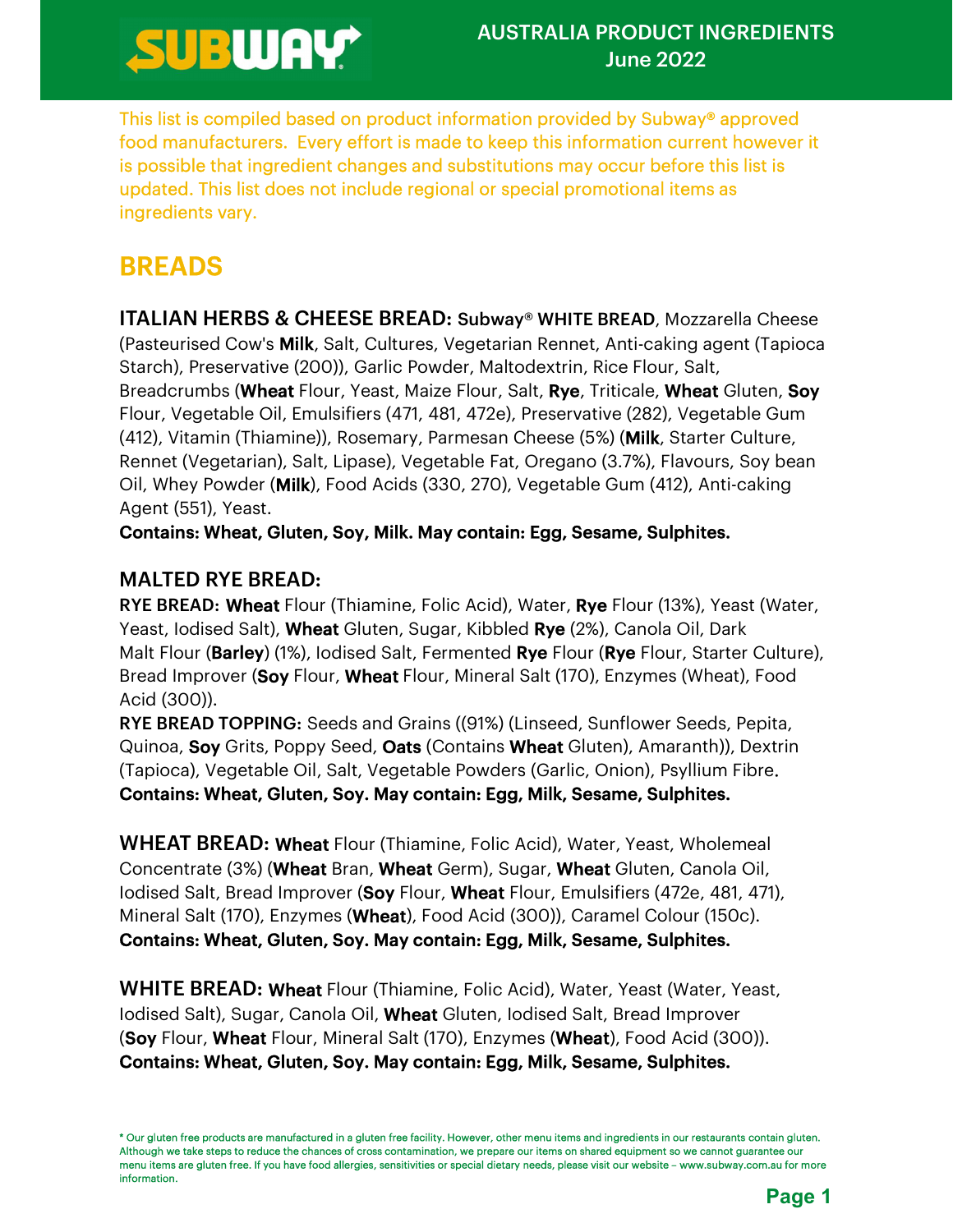# AUSTRALIA PRODUCT INGREDIENTS June 2022

This list is compiled based on product information provided by Subway® approved food manufacturers. Every effort is made to keep this information current however it is possible that ingredient changes and substitutions may occur before this list is updated. This list does not include regional or special promotional items as ingredients vary.

## BREADS

**ITALIAN HERBS & CHEESE BREAD:** Subway® WHITE BREAD, Mozzarella Cheese (Pasteurised Cow's **Milk**, Salt, Cultures, Vegetarian Rennet, Anti-caking agent (Tapioca Starch), Preservative (200)), Garlic Powder, Maltodextrin, Rice Flour, Salt, Breadcrumbs (**Wheat** Flour, Yeast, Maize Flour, Salt, **Rye**, Triticale, **Wheat** Gluten, **Soy** Flour, Vegetable Oil, Emulsifiers (471, 481, 472e), Preservative (282), Vegetable Gum (412), Vitamin (Thiamine)), Rosemary, Parmesan Cheese (5%) (**Milk**, Starter Culture, Rennet (Vegetarian), Salt, Lipase), Vegetable Fat, Oregano (3.7%), Flavours, Soy bean Oil, Whey Powder (**Milk**), Food Acids (330, 270), Vegetable Gum (412), Anti-caking Agent (551), Yeast.
**Contains: Wheat, Gluten, Soy, Milk. May contain: Egg, Sesame, Sulphites.**

**MALTED RYE BREAD:**
**RYE BREAD:** **Wheat** Flour (Thiamine, Folic Acid), Water, **Rye** Flour (13%), Yeast (Water, Yeast, Iodised Salt), **Wheat** Gluten, Sugar, Kibbled **Rye** (2%), Canola Oil, Dark Malt Flour (**Barley**) (1%), Iodised Salt, Fermented **Rye** Flour (**Rye** Flour, Starter Culture), Bread Improver (**Soy** Flour, **Wheat** Flour, Mineral Salt (170), Enzymes (Wheat), Food Acid (300)).
**RYE BREAD TOPPING:** Seeds and Grains ((91%) (Linseed, Sunflower Seeds, Pepita, Quinoa, **Soy** Grits, Poppy Seed, **Oats** (Contains **Wheat** Gluten), Amaranth)), Dextrin (Tapioca), Vegetable Oil, Salt, Vegetable Powders (Garlic, Onion), Psyllium Fibre.
**Contains: Wheat, Gluten, Soy. May contain: Egg, Milk, Sesame, Sulphites.**

**WHEAT BREAD:** **Wheat** Flour (Thiamine, Folic Acid), Water, Yeast, Wholemeal Concentrate (3%) (**Wheat** Bran, **Wheat** Germ), Sugar, **Wheat** Gluten, Canola Oil, Iodised Salt, Bread Improver (**Soy** Flour, **Wheat** Flour, Emulsifiers (472e, 481, 471), Mineral Salt (170), Enzymes (**Wheat**), Food Acid (300)), Caramel Colour (150c).
**Contains: Wheat, Gluten, Soy. May contain: Egg, Milk, Sesame, Sulphites.**

**WHITE BREAD:** **Wheat** Flour (Thiamine, Folic Acid), Water, Yeast (Water, Yeast, Iodised Salt), Sugar, Canola Oil, **Wheat** Gluten, Iodised Salt, Bread Improver (**Soy** Flour, **Wheat** Flour, Mineral Salt (170), Enzymes (**Wheat**), Food Acid (300)).
**Contains: Wheat, Gluten, Soy. May contain: Egg, Milk, Sesame, Sulphites.**

\* Our gluten free products are manufactured in a gluten free facility. However, other menu items and ingredients in our restaurants contain gluten. Although we take steps to reduce the chances of cross contamination, we prepare our items on shared equipment so we cannot guarantee our menu items are gluten free. If you have food allergies, sensitivities or special dietary needs, please visit our website – www.subway.com.au for more information.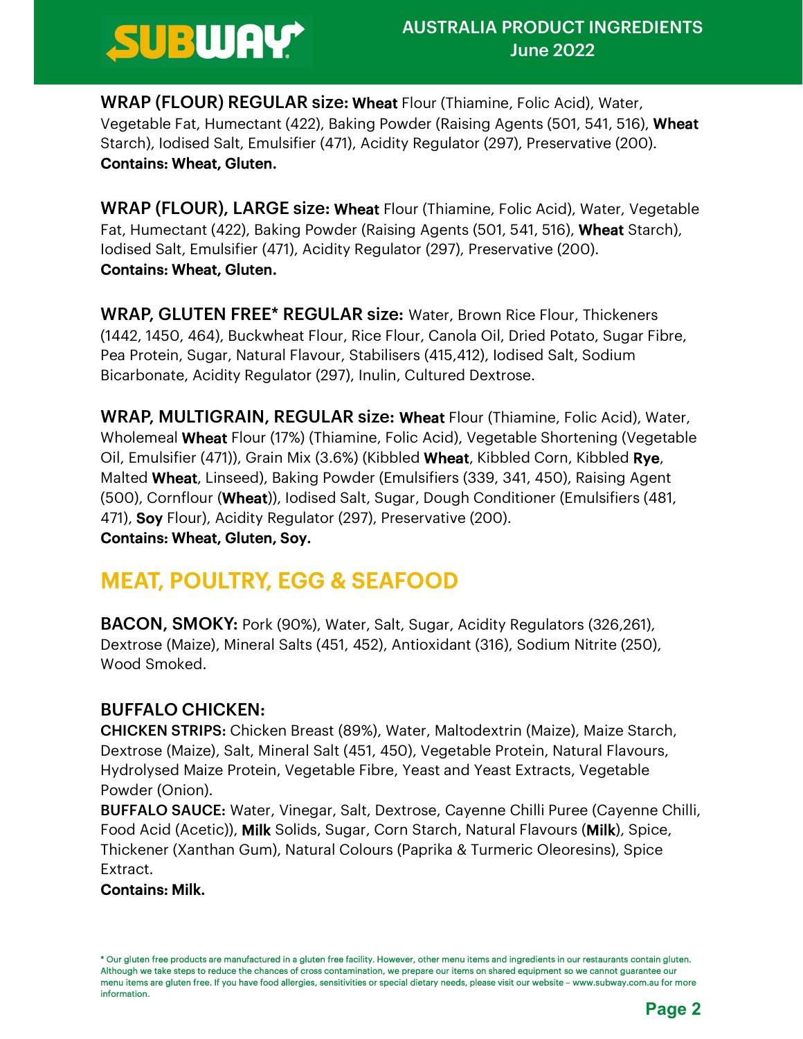**WRAP (FLOUR) REGULAR size:** **Wheat** Flour (Thiamine, Folic Acid), Water, Vegetable Fat, Humectant (422), Baking Powder (Raising Agents (501, 541, 516), **Wheat** Starch), Iodised Salt, Emulsifier (471), Acidity Regulator (297), Preservative (200).
**Contains: Wheat, Gluten.**

**WRAP (FLOUR), LARGE size:** **Wheat** Flour (Thiamine, Folic Acid), Water, Vegetable Fat, Humectant (422), Baking Powder (Raising Agents (501, 541, 516), **Wheat** Starch), Iodised Salt, Emulsifier (471), Acidity Regulator (297), Preservative (200).
**Contains: Wheat, Gluten.**

**WRAP, GLUTEN FREE* REGULAR size:** Water, Brown Rice Flour, Thickeners (1442, 1450, 464), Buckwheat Flour, Rice Flour, Canola Oil, Dried Potato, Sugar Fibre, Pea Protein, Sugar, Natural Flavour, Stabilisers (415,412), Iodised Salt, Sodium Bicarbonate, Acidity Regulator (297), Inulin, Cultured Dextrose.

**WRAP, MULTIGRAIN, REGULAR size:** **Wheat** Flour (Thiamine, Folic Acid), Water, Wholemeal **Wheat** Flour (17%) (Thiamine, Folic Acid), Vegetable Shortening (Vegetable Oil, Emulsifier (471)), Grain Mix (3.6%) (Kibbled **Wheat**, Kibbled Corn, Kibbled **Rye**, Malted **Wheat**, Linseed), Baking Powder (Emulsifiers (339, 341, 450), Raising Agent (500), Cornflour (**Wheat**)), Iodised Salt, Sugar, Dough Conditioner (Emulsifiers (481, 471), **Soy** Flour), Acidity Regulator (297), Preservative (200).
**Contains: Wheat, Gluten, Soy.**

## MEAT, POULTRY, EGG & SEAFOOD

**BACON, SMOKY:** Pork (90%), Water, Salt, Sugar, Acidity Regulators (326,261), Dextrose (Maize), Mineral Salts (451, 452), Antioxidant (316), Sodium Nitrite (250), Wood Smoked.

**BUFFALO CHICKEN:**
**CHICKEN STRIPS:** Chicken Breast (89%), Water, Maltodextrin (Maize), Maize Starch, Dextrose (Maize), Salt, Mineral Salt (451, 450), Vegetable Protein, Natural Flavours, Hydrolysed Maize Protein, Vegetable Fibre, Yeast and Yeast Extracts, Vegetable Powder (Onion).
**BUFFALO SAUCE:** Water, Vinegar, Salt, Dextrose, Cayenne Chilli Puree (Cayenne Chilli, Food Acid (Acetic)), **Milk** Solids, Sugar, Corn Starch, Natural Flavours (**Milk**), Spice, Thickener (Xanthan Gum), Natural Colours (Paprika & Turmeric Oleoresins), Spice Extract.
**Contains: Milk.**

* Our gluten free products are manufactured in a gluten free facility. However, other menu items and ingredients in our restaurants contain gluten. Although we take steps to reduce the chances of cross contamination, we prepare our items on shared equipment so we cannot guarantee our menu items are gluten free. If you have food allergies, sensitivities or special dietary needs, please visit our website – www.subway.com.au for more information.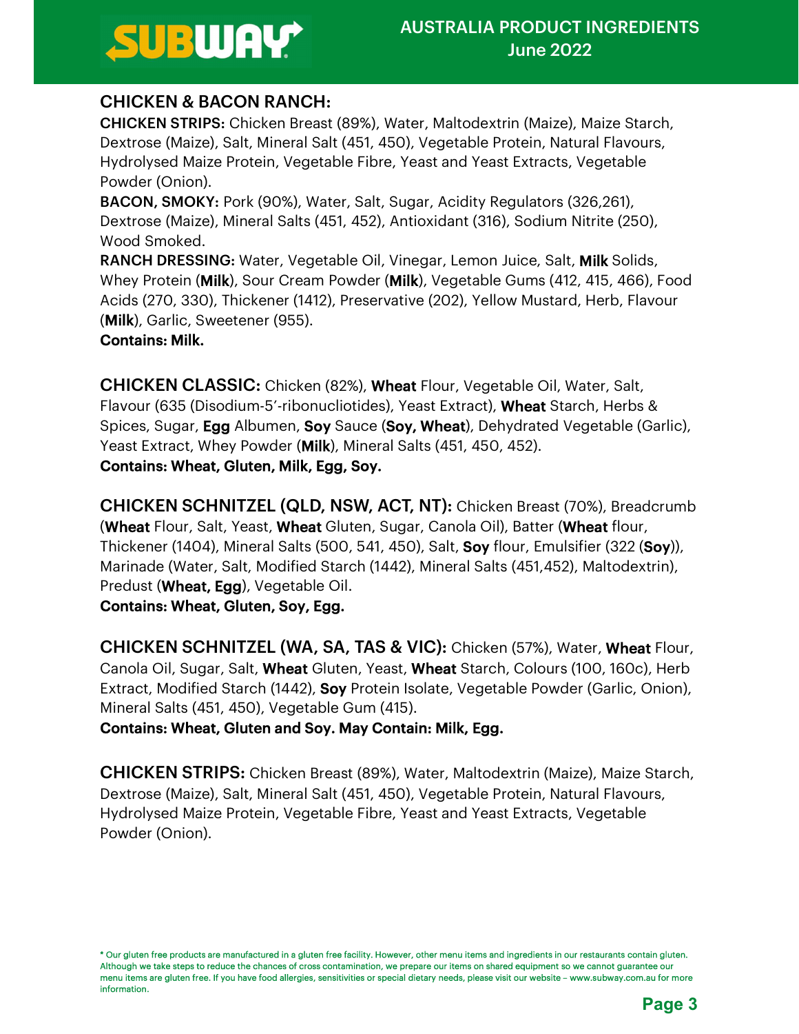## CHICKEN & BACON RANCH:

**CHICKEN STRIPS:** Chicken Breast (89%), Water, Maltodextrin (Maize), Maize Starch, Dextrose (Maize), Salt, Mineral Salt (451, 450), Vegetable Protein, Natural Flavours, Hydrolysed Maize Protein, Vegetable Fibre, Yeast and Yeast Extracts, Vegetable Powder (Onion).

**BACON, SMOKY:** Pork (90%), Water, Salt, Sugar, Acidity Regulators (326,261), Dextrose (Maize), Mineral Salts (451, 452), Antioxidant (316), Sodium Nitrite (250), Wood Smoked.

**RANCH DRESSING:** Water, Vegetable Oil, Vinegar, Lemon Juice, Salt, **Milk** Solids, Whey Protein (**Milk**), Sour Cream Powder (**Milk**), Vegetable Gums (412, 415, 466), Food Acids (270, 330), Thickener (1412), Preservative (202), Yellow Mustard, Herb, Flavour (**Milk**), Garlic, Sweetener (955).

**Contains: Milk.**

**CHICKEN CLASSIC:** Chicken (82%), **Wheat** Flour, Vegetable Oil, Water, Salt, Flavour (635 (Disodium-5'-ribonucliotides), Yeast Extract), **Wheat** Starch, Herbs & Spices, Sugar, **Egg** Albumen, **Soy** Sauce (**Soy, Wheat**), Dehydrated Vegetable (Garlic), Yeast Extract, Whey Powder (**Milk**), Mineral Salts (451, 450, 452).

**Contains: Wheat, Gluten, Milk, Egg, Soy.**

**CHICKEN SCHNITZEL (QLD, NSW, ACT, NT):** Chicken Breast (70%), Breadcrumb (**Wheat** Flour, Salt, Yeast, **Wheat** Gluten, Sugar, Canola Oil), Batter (**Wheat** flour, Thickener (1404), Mineral Salts (500, 541, 450), Salt, **Soy** flour, Emulsifier (322 (**Soy**)), Marinade (Water, Salt, Modified Starch (1442), Mineral Salts (451,452), Maltodextrin), Predust (**Wheat, Egg**), Vegetable Oil.

**Contains: Wheat, Gluten, Soy, Egg.**

**CHICKEN SCHNITZEL (WA, SA, TAS & VIC):** Chicken (57%), Water, **Wheat** Flour, Canola Oil, Sugar, Salt, **Wheat** Gluten, Yeast, **Wheat** Starch, Colours (100, 160c), Herb Extract, Modified Starch (1442), **Soy** Protein Isolate, Vegetable Powder (Garlic, Onion), Mineral Salts (451, 450), Vegetable Gum (415).

**Contains: Wheat, Gluten and Soy. May Contain: Milk, Egg.**

**CHICKEN STRIPS:** Chicken Breast (89%), Water, Maltodextrin (Maize), Maize Starch, Dextrose (Maize), Salt, Mineral Salt (451, 450), Vegetable Protein, Natural Flavours, Hydrolysed Maize Protein, Vegetable Fibre, Yeast and Yeast Extracts, Vegetable Powder (Onion).

* Our gluten free products are manufactured in a gluten free facility. However, other menu items and ingredients in our restaurants contain gluten. Although we take steps to reduce the chances of cross contamination, we prepare our items on shared equipment so we cannot guarantee our menu items are gluten free. If you have food allergies, sensitivities or special dietary needs, please visit our website – www.subway.com.au for more information.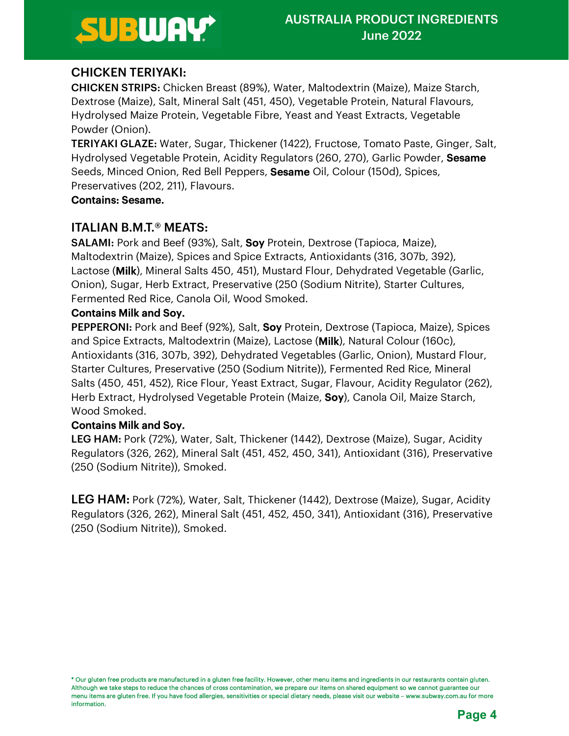## CHICKEN TERIYAKI:

**CHICKEN STRIPS:** Chicken Breast (89%), Water, Maltodextrin (Maize), Maize Starch, Dextrose (Maize), Salt, Mineral Salt (451, 450), Vegetable Protein, Natural Flavours, Hydrolysed Maize Protein, Vegetable Fibre, Yeast and Yeast Extracts, Vegetable Powder (Onion).

**TERIYAKI GLAZE:** Water, Sugar, Thickener (1422), Fructose, Tomato Paste, Ginger, Salt, Hydrolysed Vegetable Protein, Acidity Regulators (260, 270), Garlic Powder, **Sesame** Seeds, Minced Onion, Red Bell Peppers, **Sesame** Oil, Colour (150d), Spices, Preservatives (202, 211), Flavours.

**Contains: Sesame.**

## ITALIAN B.M.T.® MEATS:

**SALAMI:** Pork and Beef (93%), Salt, **Soy** Protein, Dextrose (Tapioca, Maize), Maltodextrin (Maize), Spices and Spice Extracts, Antioxidants (316, 307b, 392), Lactose (**Milk**), Mineral Salts 450, 451), Mustard Flour, Dehydrated Vegetable (Garlic, Onion), Sugar, Herb Extract, Preservative (250 (Sodium Nitrite), Starter Cultures, Fermented Red Rice, Canola Oil, Wood Smoked.

**Contains Milk and Soy.**

**PEPPERONI:** Pork and Beef (92%), Salt, **Soy** Protein, Dextrose (Tapioca, Maize), Spices and Spice Extracts, Maltodextrin (Maize), Lactose (**Milk**), Natural Colour (160c), Antioxidants (316, 307b, 392), Dehydrated Vegetables (Garlic, Onion), Mustard Flour, Starter Cultures, Preservative (250 (Sodium Nitrite)), Fermented Red Rice, Mineral Salts (450, 451, 452), Rice Flour, Yeast Extract, Sugar, Flavour, Acidity Regulator (262), Herb Extract, Hydrolysed Vegetable Protein (Maize, **Soy**), Canola Oil, Maize Starch, Wood Smoked.

**Contains Milk and Soy.**

**LEG HAM:** Pork (72%), Water, Salt, Thickener (1442), Dextrose (Maize), Sugar, Acidity Regulators (326, 262), Mineral Salt (451, 452, 450, 341), Antioxidant (316), Preservative (250 (Sodium Nitrite)), Smoked.

## LEG HAM:

Pork (72%), Water, Salt, Thickener (1442), Dextrose (Maize), Sugar, Acidity Regulators (326, 262), Mineral Salt (451, 452, 450, 341), Antioxidant (316), Preservative (250 (Sodium Nitrite)), Smoked.

* Our gluten free products are manufactured in a gluten free facility. However, other menu items and ingredients in our restaurants contain gluten. Although we take steps to reduce the chances of cross contamination, we prepare our items on shared equipment so we cannot guarantee our menu items are gluten free. If you have food allergies, sensitivities or special dietary needs, please visit our website – www.subway.com.au for more information.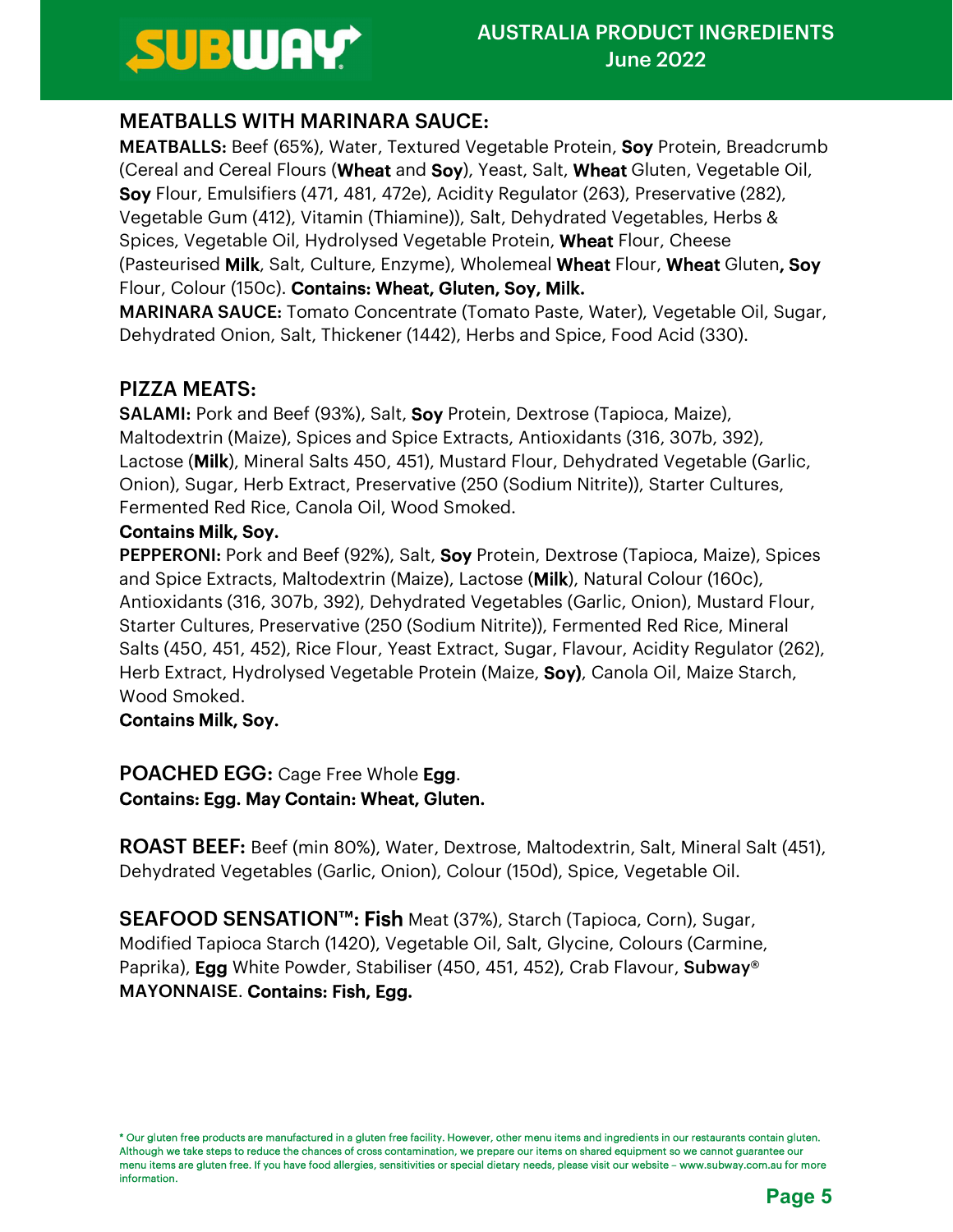## MEATBALLS WITH MARINARA SAUCE:

**MEATBALLS:** Beef (65%), Water, Textured Vegetable Protein, **Soy** Protein, Breadcrumb (Cereal and Cereal Flours (**Wheat** and **Soy**), Yeast, Salt, **Wheat** Gluten, Vegetable Oil, **Soy** Flour, Emulsifiers (471, 481, 472e), Acidity Regulator (263), Preservative (282), Vegetable Gum (412), Vitamin (Thiamine)), Salt, Dehydrated Vegetables, Herbs & Spices, Vegetable Oil, Hydrolysed Vegetable Protein, **Wheat** Flour, Cheese (Pasteurised **Milk**, Salt, Culture, Enzyme), Wholemeal **Wheat** Flour, **Wheat** Gluten**, Soy** Flour, Colour (150c). **Contains: Wheat, Gluten, Soy, Milk.**

**MARINARA SAUCE:** Tomato Concentrate (Tomato Paste, Water), Vegetable Oil, Sugar, Dehydrated Onion, Salt, Thickener (1442), Herbs and Spice, Food Acid (330).

## PIZZA MEATS:

**SALAMI:** Pork and Beef (93%), Salt, **Soy** Protein, Dextrose (Tapioca, Maize), Maltodextrin (Maize), Spices and Spice Extracts, Antioxidants (316, 307b, 392), Lactose (**Milk**), Mineral Salts 450, 451), Mustard Flour, Dehydrated Vegetable (Garlic, Onion), Sugar, Herb Extract, Preservative (250 (Sodium Nitrite)), Starter Cultures, Fermented Red Rice, Canola Oil, Wood Smoked.

**Contains Milk, Soy.**

**PEPPERONI:** Pork and Beef (92%), Salt, **Soy** Protein, Dextrose (Tapioca, Maize), Spices and Spice Extracts, Maltodextrin (Maize), Lactose (**Milk**), Natural Colour (160c), Antioxidants (316, 307b, 392), Dehydrated Vegetables (Garlic, Onion), Mustard Flour, Starter Cultures, Preservative (250 (Sodium Nitrite)), Fermented Red Rice, Mineral Salts (450, 451, 452), Rice Flour, Yeast Extract, Sugar, Flavour, Acidity Regulator (262), Herb Extract, Hydrolysed Vegetable Protein (Maize, **Soy)**, Canola Oil, Maize Starch, Wood Smoked.

**Contains Milk, Soy.**

**POACHED EGG:** Cage Free Whole **Egg**.
**Contains: Egg. May Contain: Wheat, Gluten.**

**ROAST BEEF:** Beef (min 80%), Water, Dextrose, Maltodextrin, Salt, Mineral Salt (451), Dehydrated Vegetables (Garlic, Onion), Colour (150d), Spice, Vegetable Oil.

**SEAFOOD SENSATION™: Fish** Meat (37%), Starch (Tapioca, Corn), Sugar, Modified Tapioca Starch (1420), Vegetable Oil, Salt, Glycine, Colours (Carmine, Paprika), **Egg** White Powder, Stabiliser (450, 451, 452), Crab Flavour, **Subway**® **MAYONNAISE**. **Contains: Fish, Egg.**

* Our gluten free products are manufactured in a gluten free facility. However, other menu items and ingredients in our restaurants contain gluten. Although we take steps to reduce the chances of cross contamination, we prepare our items on shared equipment so we cannot guarantee our menu items are gluten free. If you have food allergies, sensitivities or special dietary needs, please visit our website – www.subway.com.au for more information.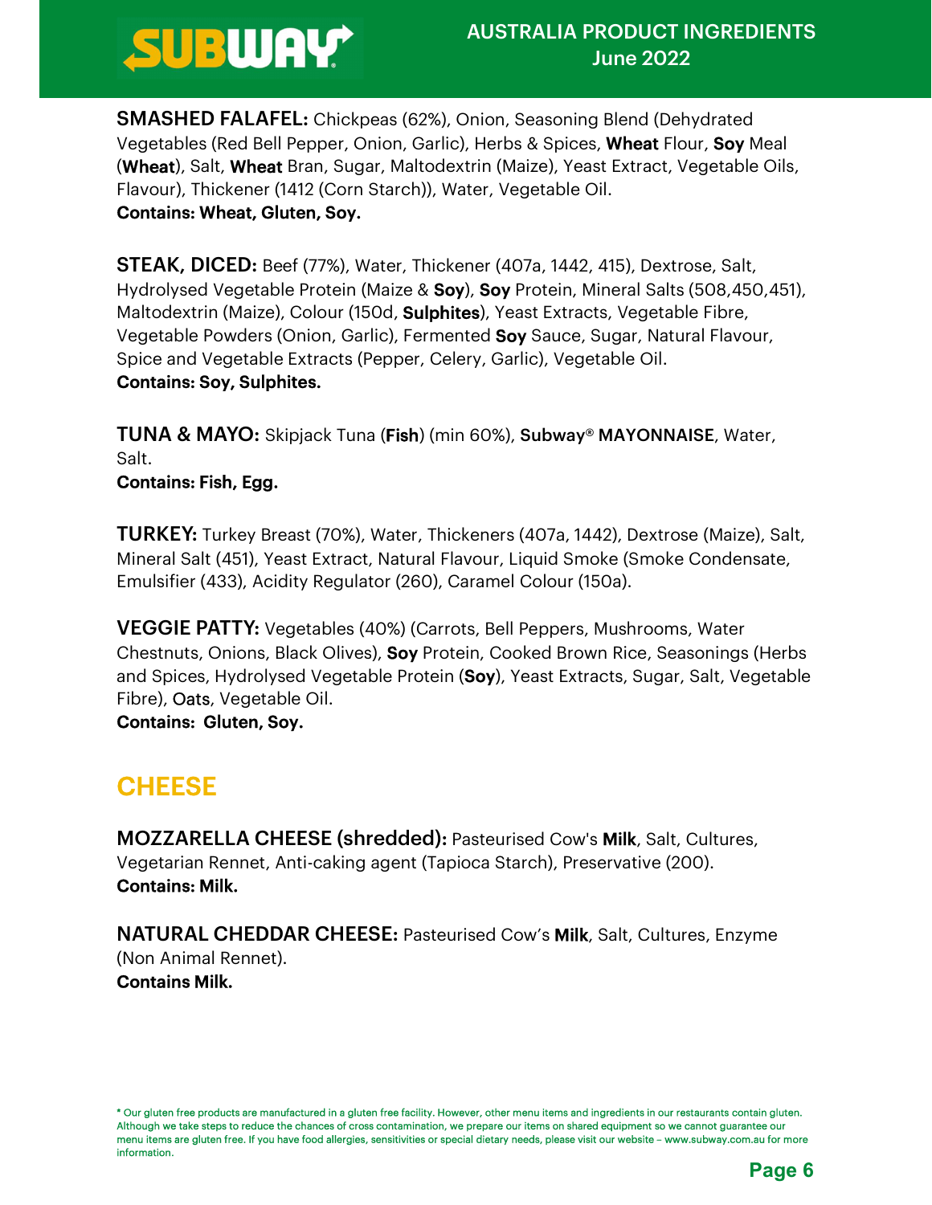**SMASHED FALAFEL:** Chickpeas (62%), Onion, Seasoning Blend (Dehydrated Vegetables (Red Bell Pepper, Onion, Garlic), Herbs & Spices, **Wheat** Flour, **Soy** Meal (**Wheat**), Salt, **Wheat** Bran, Sugar, Maltodextrin (Maize), Yeast Extract, Vegetable Oils, Flavour), Thickener (1412 (Corn Starch)), Water, Vegetable Oil.
**Contains: Wheat, Gluten, Soy.**

**STEAK, DICED:** Beef (77%), Water, Thickener (407a, 1442, 415), Dextrose, Salt, Hydrolysed Vegetable Protein (Maize & **Soy**), **Soy** Protein, Mineral Salts (508,450,451), Maltodextrin (Maize), Colour (150d, **Sulphites**), Yeast Extracts, Vegetable Fibre, Vegetable Powders (Onion, Garlic), Fermented **Soy** Sauce, Sugar, Natural Flavour, Spice and Vegetable Extracts (Pepper, Celery, Garlic), Vegetable Oil.
**Contains: Soy, Sulphites.**

**TUNA & MAYO:** Skipjack Tuna (**Fish**) (min 60%), **Subway® MAYONNAISE**, Water, Salt.
**Contains: Fish, Egg.**

**TURKEY:** Turkey Breast (70%), Water, Thickeners (407a, 1442), Dextrose (Maize), Salt, Mineral Salt (451), Yeast Extract, Natural Flavour, Liquid Smoke (Smoke Condensate, Emulsifier (433), Acidity Regulator (260), Caramel Colour (150a).

**VEGGIE PATTY:** Vegetables (40%) (Carrots, Bell Peppers, Mushrooms, Water Chestnuts, Onions, Black Olives), **Soy** Protein, Cooked Brown Rice, Seasonings (Herbs and Spices, Hydrolysed Vegetable Protein (**Soy**), Yeast Extracts, Sugar, Salt, Vegetable Fibre), Oats, Vegetable Oil.
**Contains: Gluten, Soy.**

## CHEESE

**MOZZARELLA CHEESE (shredded):** Pasteurised Cow's **Milk**, Salt, Cultures, Vegetarian Rennet, Anti-caking agent (Tapioca Starch), Preservative (200).
**Contains: Milk.**

**NATURAL CHEDDAR CHEESE:** Pasteurised Cow's **Milk**, Salt, Cultures, Enzyme (Non Animal Rennet).
**Contains Milk.**

* Our gluten free products are manufactured in a gluten free facility. However, other menu items and ingredients in our restaurants contain gluten. Although we take steps to reduce the chances of cross contamination, we prepare our items on shared equipment so we cannot guarantee our menu items are gluten free. If you have food allergies, sensitivities or special dietary needs, please visit our website – www.subway.com.au for more information.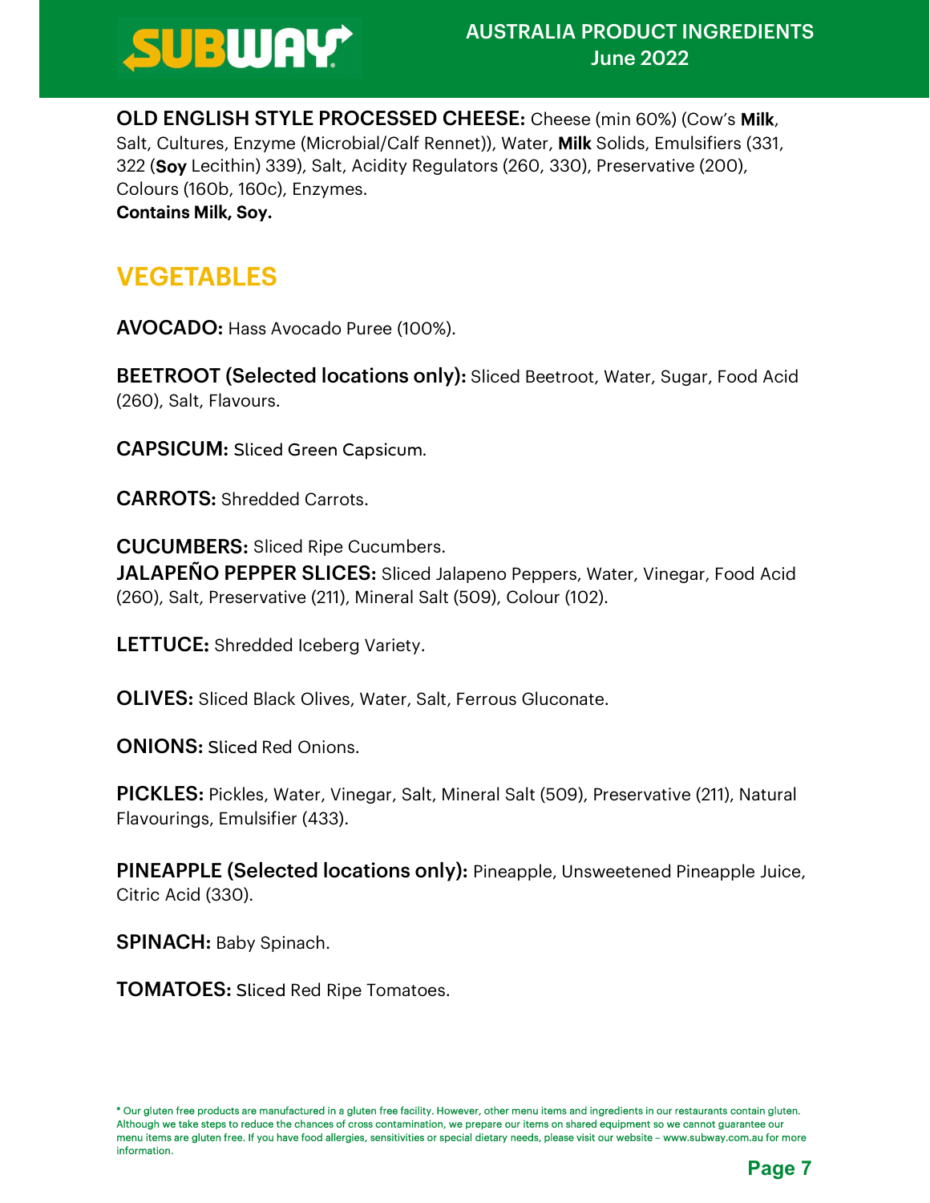**OLD ENGLISH STYLE PROCESSED CHEESE:** Cheese (min 60%) (Cow's **Milk**, Salt, Cultures, Enzyme (Microbial/Calf Rennet)), Water, **Milk** Solids, Emulsifiers (331, 322 (**Soy** Lecithin) 339), Salt, Acidity Regulators (260, 330), Preservative (200), Colours (160b, 160c), Enzymes.
**Contains Milk, Soy.**

## VEGETABLES

**AVOCADO:** Hass Avocado Puree (100%).

**BEETROOT (Selected locations only):** Sliced Beetroot, Water, Sugar, Food Acid (260), Salt, Flavours.

**CAPSICUM:** Sliced Green Capsicum.

**CARROTS:** Shredded Carrots.

**CUCUMBERS:** Sliced Ripe Cucumbers.

**JALAPEÑO PEPPER SLICES:** Sliced Jalapeno Peppers, Water, Vinegar, Food Acid (260), Salt, Preservative (211), Mineral Salt (509), Colour (102).

**LETTUCE:** Shredded Iceberg Variety.

**OLIVES:** Sliced Black Olives, Water, Salt, Ferrous Gluconate.

**ONIONS:** Sliced Red Onions.

**PICKLES:** Pickles, Water, Vinegar, Salt, Mineral Salt (509), Preservative (211), Natural Flavourings, Emulsifier (433).

**PINEAPPLE (Selected locations only):** Pineapple, Unsweetened Pineapple Juice, Citric Acid (330).

**SPINACH:** Baby Spinach.

**TOMATOES:** Sliced Red Ripe Tomatoes.

* Our gluten free products are manufactured in a gluten free facility. However, other menu items and ingredients in our restaurants contain gluten. Although we take steps to reduce the chances of cross contamination, we prepare our items on shared equipment so we cannot guarantee our menu items are gluten free. If you have food allergies, sensitivities or special dietary needs, please visit our website – www.subway.com.au for more information.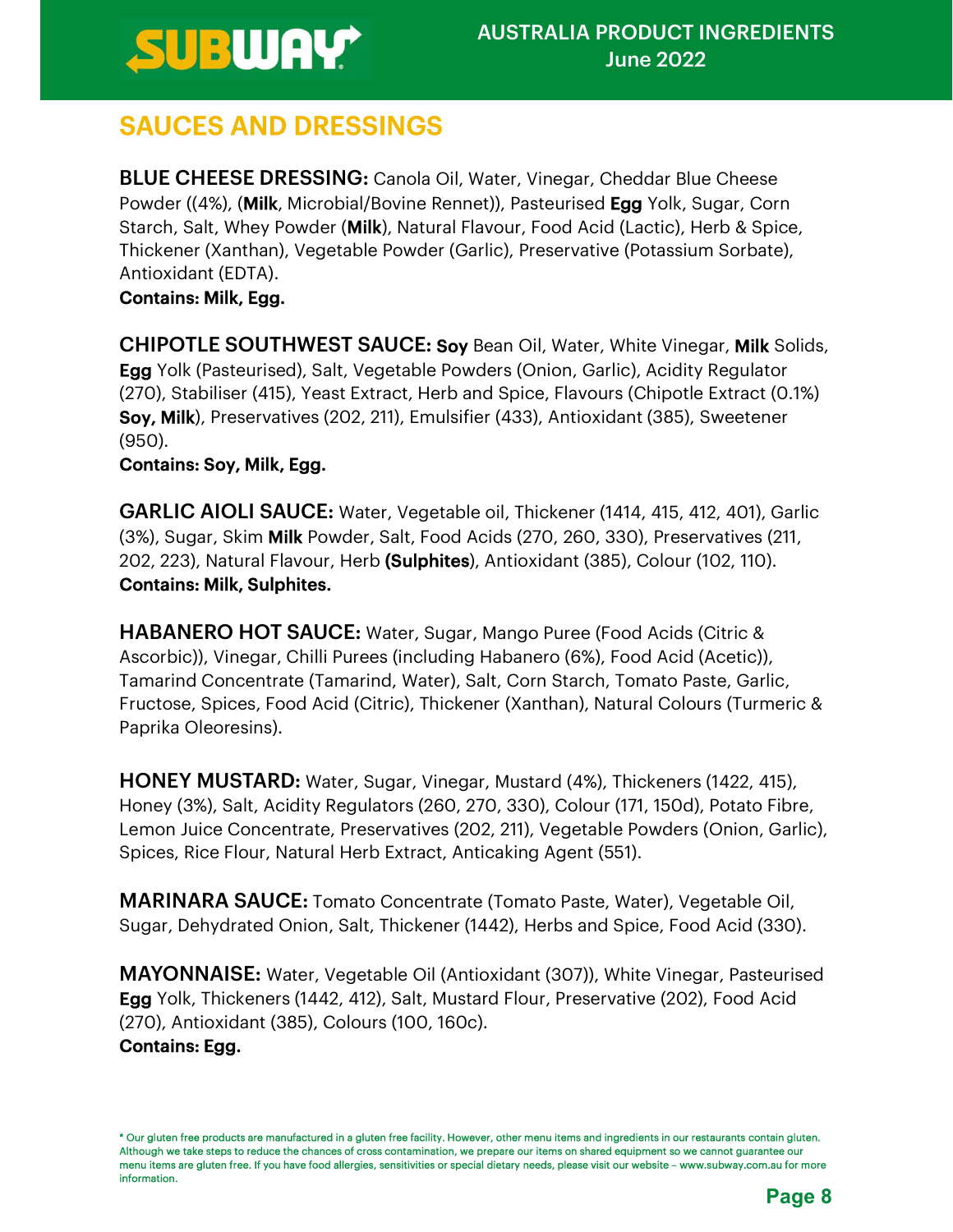## SAUCES AND DRESSINGS

**BLUE CHEESE DRESSING:** Canola Oil, Water, Vinegar, Cheddar Blue Cheese Powder ((4%), (**Milk**, Microbial/Bovine Rennet)), Pasteurised **Egg** Yolk, Sugar, Corn Starch, Salt, Whey Powder (**Milk**), Natural Flavour, Food Acid (Lactic), Herb & Spice, Thickener (Xanthan), Vegetable Powder (Garlic), Preservative (Potassium Sorbate), Antioxidant (EDTA).
**Contains: Milk, Egg.**

**CHIPOTLE SOUTHWEST SAUCE:** **Soy** Bean Oil, Water, White Vinegar, **Milk** Solids, **Egg** Yolk (Pasteurised), Salt, Vegetable Powders (Onion, Garlic), Acidity Regulator (270), Stabiliser (415), Yeast Extract, Herb and Spice, Flavours (Chipotle Extract (0.1%) **Soy, Milk**), Preservatives (202, 211), Emulsifier (433), Antioxidant (385), Sweetener (950).
**Contains: Soy, Milk, Egg.**

**GARLIC AIOLI SAUCE:** Water, Vegetable oil, Thickener (1414, 415, 412, 401), Garlic (3%), Sugar, Skim **Milk** Powder, Salt, Food Acids (270, 260, 330), Preservatives (211, 202, 223), Natural Flavour, Herb **(Sulphites**), Antioxidant (385), Colour (102, 110).
**Contains: Milk, Sulphites.**

**HABANERO HOT SAUCE:** Water, Sugar, Mango Puree (Food Acids (Citric & Ascorbic)), Vinegar, Chilli Purees (including Habanero (6%), Food Acid (Acetic)), Tamarind Concentrate (Tamarind, Water), Salt, Corn Starch, Tomato Paste, Garlic, Fructose, Spices, Food Acid (Citric), Thickener (Xanthan), Natural Colours (Turmeric & Paprika Oleoresins).

**HONEY MUSTARD:** Water, Sugar, Vinegar, Mustard (4%), Thickeners (1422, 415), Honey (3%), Salt, Acidity Regulators (260, 270, 330), Colour (171, 150d), Potato Fibre, Lemon Juice Concentrate, Preservatives (202, 211), Vegetable Powders (Onion, Garlic), Spices, Rice Flour, Natural Herb Extract, Anticaking Agent (551).

**MARINARA SAUCE:** Tomato Concentrate (Tomato Paste, Water), Vegetable Oil, Sugar, Dehydrated Onion, Salt, Thickener (1442), Herbs and Spice, Food Acid (330).

**MAYONNAISE:** Water, Vegetable Oil (Antioxidant (307)), White Vinegar, Pasteurised **Egg** Yolk, Thickeners (1442, 412), Salt, Mustard Flour, Preservative (202), Food Acid (270), Antioxidant (385), Colours (100, 160c).
**Contains: Egg.**

* Our gluten free products are manufactured in a gluten free facility. However, other menu items and ingredients in our restaurants contain gluten. Although we take steps to reduce the chances of cross contamination, we prepare our items on shared equipment so we cannot guarantee our menu items are gluten free. If you have food allergies, sensitivities or special dietary needs, please visit our website – www.subway.com.au for more information.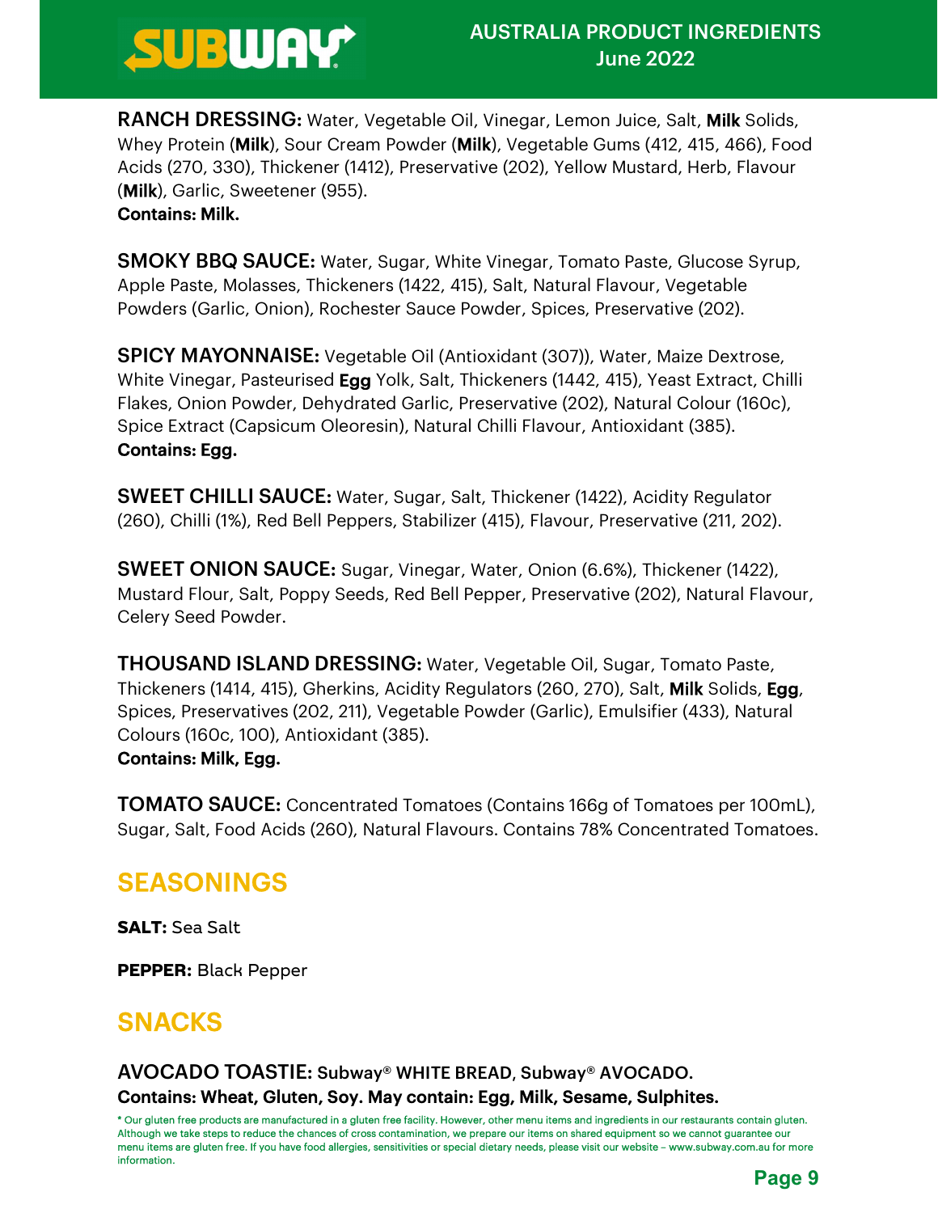**RANCH DRESSING:** Water, Vegetable Oil, Vinegar, Lemon Juice, Salt, **Milk** Solids, Whey Protein (**Milk**), Sour Cream Powder (**Milk**), Vegetable Gums (412, 415, 466), Food Acids (270, 330), Thickener (1412), Preservative (202), Yellow Mustard, Herb, Flavour (**Milk**), Garlic, Sweetener (955).
**Contains: Milk.**

**SMOKY BBQ SAUCE:** Water, Sugar, White Vinegar, Tomato Paste, Glucose Syrup, Apple Paste, Molasses, Thickeners (1422, 415), Salt, Natural Flavour, Vegetable Powders (Garlic, Onion), Rochester Sauce Powder, Spices, Preservative (202).

**SPICY MAYONNAISE:** Vegetable Oil (Antioxidant (307)), Water, Maize Dextrose, White Vinegar, Pasteurised **Egg** Yolk, Salt, Thickeners (1442, 415), Yeast Extract, Chilli Flakes, Onion Powder, Dehydrated Garlic, Preservative (202), Natural Colour (160c), Spice Extract (Capsicum Oleoresin), Natural Chilli Flavour, Antioxidant (385).
**Contains: Egg.**

**SWEET CHILLI SAUCE:** Water, Sugar, Salt, Thickener (1422), Acidity Regulator (260), Chilli (1%), Red Bell Peppers, Stabilizer (415), Flavour, Preservative (211, 202).

**SWEET ONION SAUCE:** Sugar, Vinegar, Water, Onion (6.6%), Thickener (1422), Mustard Flour, Salt, Poppy Seeds, Red Bell Pepper, Preservative (202), Natural Flavour, Celery Seed Powder.

**THOUSAND ISLAND DRESSING:** Water, Vegetable Oil, Sugar, Tomato Paste, Thickeners (1414, 415), Gherkins, Acidity Regulators (260, 270), Salt, **Milk** Solids, **Egg**, Spices, Preservatives (202, 211), Vegetable Powder (Garlic), Emulsifier (433), Natural Colours (160c, 100), Antioxidant (385).
**Contains: Milk, Egg.**

**TOMATO SAUCE:** Concentrated Tomatoes (Contains 166g of Tomatoes per 100mL), Sugar, Salt, Food Acids (260), Natural Flavours. Contains 78% Concentrated Tomatoes.

## SEASONINGS

**SALT:** Sea Salt

**PEPPER:** Black Pepper

## SNACKS

**AVOCADO TOASTIE: Subway® WHITE BREAD, Subway® AVOCADO.**
**Contains: Wheat, Gluten, Soy. May contain: Egg, Milk, Sesame, Sulphites.**

* Our gluten free products are manufactured in a gluten free facility. However, other menu items and ingredients in our restaurants contain gluten. Although we take steps to reduce the chances of cross contamination, we prepare our items on shared equipment so we cannot guarantee our menu items are gluten free. If you have food allergies, sensitivities or special dietary needs, please visit our website – www.subway.com.au for more information.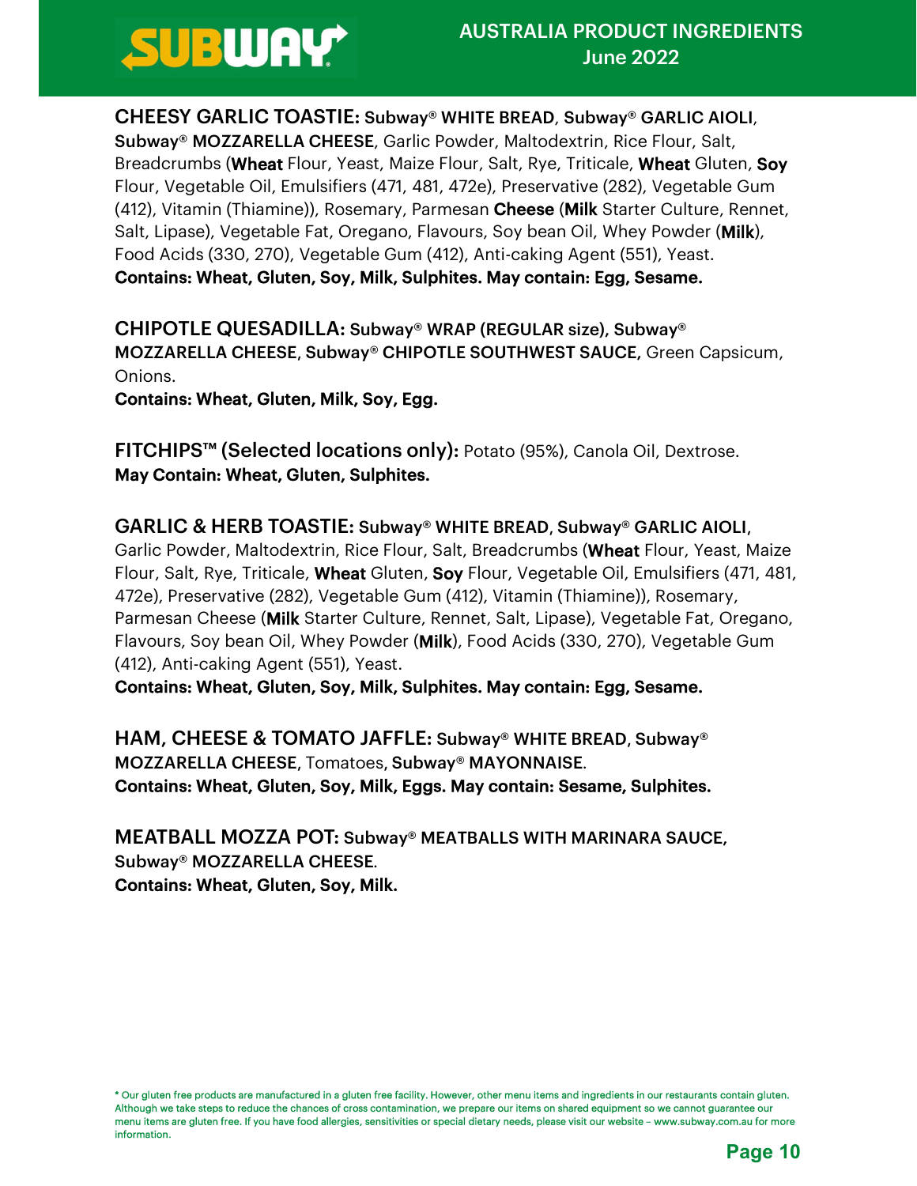**CHEESY GARLIC TOASTIE:** **Subway® WHITE BREAD**, **Subway® GARLIC AIOLI**, **Subway® MOZZARELLA CHEESE**, Garlic Powder, Maltodextrin, Rice Flour, Salt, Breadcrumbs (**Wheat** Flour, Yeast, Maize Flour, Salt, Rye, Triticale, **Wheat** Gluten, **Soy** Flour, Vegetable Oil, Emulsifiers (471, 481, 472e), Preservative (282), Vegetable Gum (412), Vitamin (Thiamine)), Rosemary, Parmesan **Cheese** (**Milk** Starter Culture, Rennet, Salt, Lipase), Vegetable Fat, Oregano, Flavours, Soy bean Oil, Whey Powder (**Milk**), Food Acids (330, 270), Vegetable Gum (412), Anti-caking Agent (551), Yeast.
**Contains: Wheat, Gluten, Soy, Milk, Sulphites. May contain: Egg, Sesame.**

**CHIPOTLE QUESADILLA:** **Subway® WRAP (REGULAR size)**, **Subway® MOZZARELLA CHEESE**, **Subway® CHIPOTLE SOUTHWEST SAUCE,** Green Capsicum, Onions.
**Contains: Wheat, Gluten, Milk, Soy, Egg.**

**FITCHIPS™ (Selected locations only):** Potato (95%), Canola Oil, Dextrose.
**May Contain: Wheat, Gluten, Sulphites.**

**GARLIC & HERB TOASTIE:** **Subway® WHITE BREAD**, **Subway® GARLIC AIOLI**, Garlic Powder, Maltodextrin, Rice Flour, Salt, Breadcrumbs (**Wheat** Flour, Yeast, Maize Flour, Salt, Rye, Triticale, **Wheat** Gluten, **Soy** Flour, Vegetable Oil, Emulsifiers (471, 481, 472e), Preservative (282), Vegetable Gum (412), Vitamin (Thiamine)), Rosemary, Parmesan Cheese (**Milk** Starter Culture, Rennet, Salt, Lipase), Vegetable Fat, Oregano, Flavours, Soy bean Oil, Whey Powder (**Milk**), Food Acids (330, 270), Vegetable Gum (412), Anti-caking Agent (551), Yeast.
**Contains: Wheat, Gluten, Soy, Milk, Sulphites. May contain: Egg, Sesame.**

**HAM, CHEESE & TOMATO JAFFLE:** **Subway® WHITE BREAD**, **Subway® MOZZARELLA CHEESE**, Tomatoes, **Subway® MAYONNAISE**.
**Contains: Wheat, Gluten, Soy, Milk, Eggs. May contain: Sesame, Sulphites.**

**MEATBALL MOZZA POT:** **Subway® MEATBALLS WITH MARINARA SAUCE**, **Subway® MOZZARELLA CHEESE**.
**Contains: Wheat, Gluten, Soy, Milk.**

* Our gluten free products are manufactured in a gluten free facility. However, other menu items and ingredients in our restaurants contain gluten. Although we take steps to reduce the chances of cross contamination, we prepare our items on shared equipment so we cannot guarantee our menu items are gluten free. If you have food allergies, sensitivities or special dietary needs, please visit our website – www.subway.com.au for more information.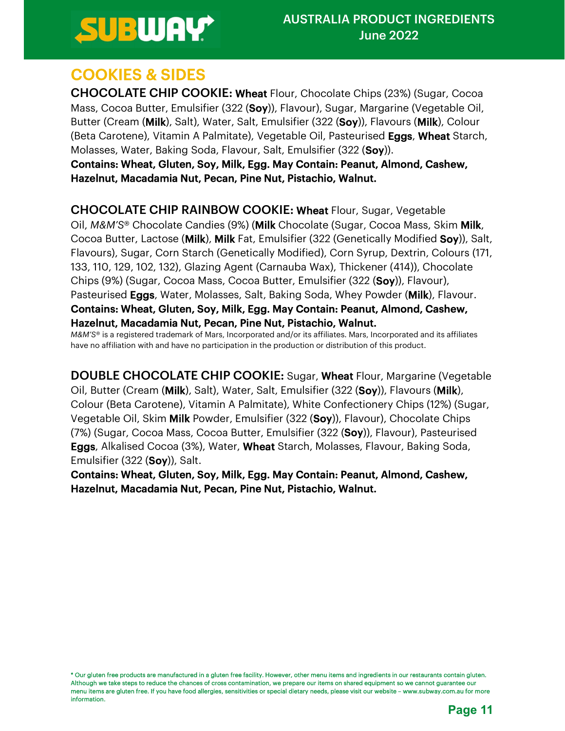## COOKIES & SIDES

**CHOCOLATE CHIP COOKIE:** **Wheat** Flour, Chocolate Chips (23%) (Sugar, Cocoa Mass, Cocoa Butter, Emulsifier (322 (**Soy**)), Flavour), Sugar, Margarine (Vegetable Oil, Butter (Cream (**Milk**), Salt), Water, Salt, Emulsifier (322 (**Soy**)), Flavours (**Milk**), Colour (Beta Carotene), Vitamin A Palmitate), Vegetable Oil, Pasteurised **Eggs**, **Wheat** Starch, Molasses, Water, Baking Soda, Flavour, Salt, Emulsifier (322 (**Soy**)).
**Contains: Wheat, Gluten, Soy, Milk, Egg. May Contain: Peanut, Almond, Cashew, Hazelnut, Macadamia Nut, Pecan, Pine Nut, Pistachio, Walnut.**

**CHOCOLATE CHIP RAINBOW COOKIE:** **Wheat** Flour, Sugar, Vegetable Oil, *M&M'S*® Chocolate Candies (9%) (**Milk** Chocolate (Sugar, Cocoa Mass, Skim **Milk**, Cocoa Butter, Lactose (**Milk**), **Milk** Fat, Emulsifier (322 (Genetically Modified **Soy**)), Salt, Flavours), Sugar, Corn Starch (Genetically Modified), Corn Syrup, Dextrin, Colours (171, 133, 110, 129, 102, 132), Glazing Agent (Carnauba Wax), Thickener (414)), Chocolate Chips (9%) (Sugar, Cocoa Mass, Cocoa Butter, Emulsifier (322 (**Soy**)), Flavour), Pasteurised **Eggs**, Water, Molasses, Salt, Baking Soda, Whey Powder (**Milk**), Flavour.
**Contains: Wheat, Gluten, Soy, Milk, Egg. May Contain: Peanut, Almond, Cashew, Hazelnut, Macadamia Nut, Pecan, Pine Nut, Pistachio, Walnut.**
*M&M'S*® is a registered trademark of Mars, Incorporated and/or its affiliates. Mars, Incorporated and its affiliates have no affiliation with and have no participation in the production or distribution of this product.

**DOUBLE CHOCOLATE CHIP COOKIE:** Sugar, **Wheat** Flour, Margarine (Vegetable Oil, Butter (Cream (**Milk**), Salt), Water, Salt, Emulsifier (322 (**Soy**)), Flavours (**Milk**), Colour (Beta Carotene), Vitamin A Palmitate), White Confectionery Chips (12%) (Sugar, Vegetable Oil, Skim **Milk** Powder, Emulsifier (322 (**Soy**)), Flavour), Chocolate Chips (7%) (Sugar, Cocoa Mass, Cocoa Butter, Emulsifier (322 (**Soy**)), Flavour), Pasteurised **Eggs**, Alkalised Cocoa (3%), Water, **Wheat** Starch, Molasses, Flavour, Baking Soda, Emulsifier (322 (**Soy**)), Salt.
**Contains: Wheat, Gluten, Soy, Milk, Egg. May Contain: Peanut, Almond, Cashew, Hazelnut, Macadamia Nut, Pecan, Pine Nut, Pistachio, Walnut.**

* Our gluten free products are manufactured in a gluten free facility. However, other menu items and ingredients in our restaurants contain gluten. Although we take steps to reduce the chances of cross contamination, we prepare our items on shared equipment so we cannot guarantee our menu items are gluten free. If you have food allergies, sensitivities or special dietary needs, please visit our website – www.subway.com.au for more information.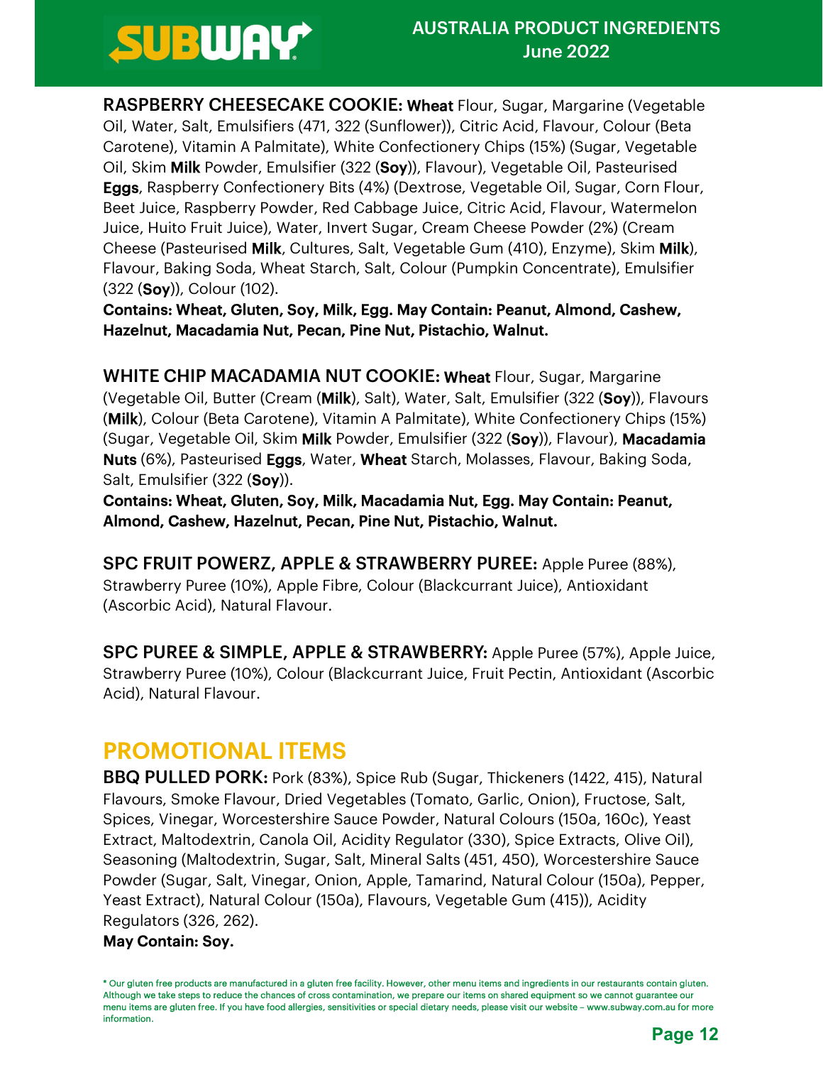**RASPBERRY CHEESECAKE COOKIE:** **Wheat** Flour, Sugar, Margarine (Vegetable Oil, Water, Salt, Emulsifiers (471, 322 (Sunflower)), Citric Acid, Flavour, Colour (Beta Carotene), Vitamin A Palmitate), White Confectionery Chips (15%) (Sugar, Vegetable Oil, Skim **Milk** Powder, Emulsifier (322 (**Soy**)), Flavour), Vegetable Oil, Pasteurised **Eggs**, Raspberry Confectionery Bits (4%) (Dextrose, Vegetable Oil, Sugar, Corn Flour, Beet Juice, Raspberry Powder, Red Cabbage Juice, Citric Acid, Flavour, Watermelon Juice, Huito Fruit Juice), Water, Invert Sugar, Cream Cheese Powder (2%) (Cream Cheese (Pasteurised **Milk**, Cultures, Salt, Vegetable Gum (410), Enzyme), Skim **Milk**), Flavour, Baking Soda, Wheat Starch, Salt, Colour (Pumpkin Concentrate), Emulsifier (322 (**Soy**)), Colour (102).
**Contains: Wheat, Gluten, Soy, Milk, Egg. May Contain: Peanut, Almond, Cashew, Hazelnut, Macadamia Nut, Pecan, Pine Nut, Pistachio, Walnut.**

**WHITE CHIP MACADAMIA NUT COOKIE:** **Wheat** Flour, Sugar, Margarine (Vegetable Oil, Butter (Cream (**Milk**), Salt), Water, Salt, Emulsifier (322 (**Soy**)), Flavours (**Milk**), Colour (Beta Carotene), Vitamin A Palmitate), White Confectionery Chips (15%) (Sugar, Vegetable Oil, Skim **Milk** Powder, Emulsifier (322 (**Soy**)), Flavour), **Macadamia Nuts** (6%), Pasteurised **Eggs**, Water, **Wheat** Starch, Molasses, Flavour, Baking Soda, Salt, Emulsifier (322 (**Soy**)).
**Contains: Wheat, Gluten, Soy, Milk, Macadamia Nut, Egg. May Contain: Peanut, Almond, Cashew, Hazelnut, Pecan, Pine Nut, Pistachio, Walnut.**

**SPC FRUIT POWERZ, APPLE & STRAWBERRY PUREE:** Apple Puree (88%), Strawberry Puree (10%), Apple Fibre, Colour (Blackcurrant Juice), Antioxidant (Ascorbic Acid), Natural Flavour.

**SPC PUREE & SIMPLE, APPLE & STRAWBERRY:** Apple Puree (57%), Apple Juice, Strawberry Puree (10%), Colour (Blackcurrant Juice, Fruit Pectin, Antioxidant (Ascorbic Acid), Natural Flavour.

## PROMOTIONAL ITEMS

**BBQ PULLED PORK:** Pork (83%), Spice Rub (Sugar, Thickeners (1422, 415), Natural Flavours, Smoke Flavour, Dried Vegetables (Tomato, Garlic, Onion), Fructose, Salt, Spices, Vinegar, Worcestershire Sauce Powder, Natural Colours (150a, 160c), Yeast Extract, Maltodextrin, Canola Oil, Acidity Regulator (330), Spice Extracts, Olive Oil), Seasoning (Maltodextrin, Sugar, Salt, Mineral Salts (451, 450), Worcestershire Sauce Powder (Sugar, Salt, Vinegar, Onion, Apple, Tamarind, Natural Colour (150a), Pepper, Yeast Extract), Natural Colour (150a), Flavours, Vegetable Gum (415)), Acidity Regulators (326, 262).
**May Contain: Soy.**

* Our gluten free products are manufactured in a gluten free facility. However, other menu items and ingredients in our restaurants contain gluten. Although we take steps to reduce the chances of cross contamination, we prepare our items on shared equipment so we cannot guarantee our menu items are gluten free. If you have food allergies, sensitivities or special dietary needs, please visit our website – www.subway.com.au for more information.